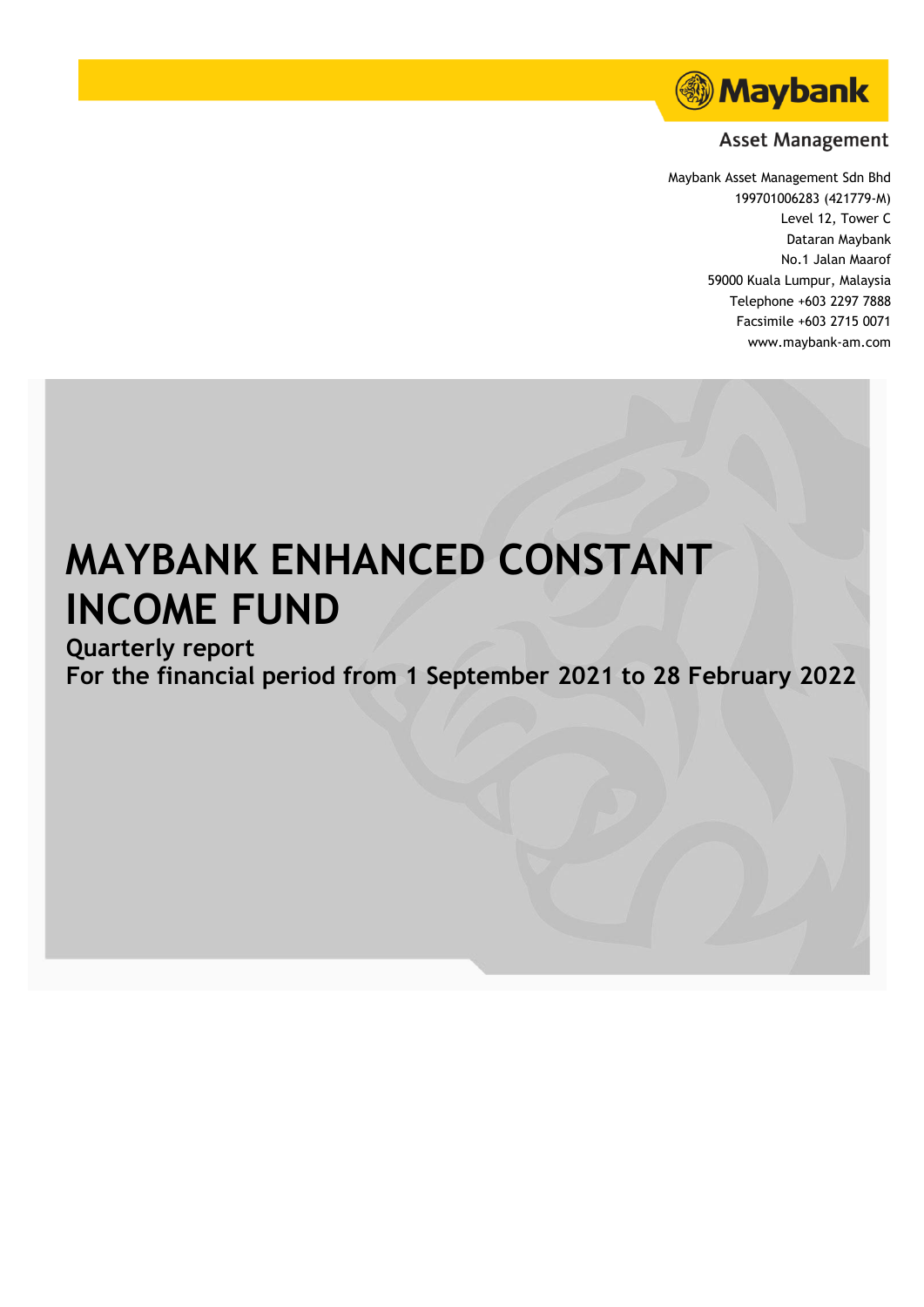Maybank

Asset Management

Maybank Asset Management Sdn Bhd
199701006283 (421779-M)
Level 12, Tower C
Dataran Maybank
No.1 Jalan Maarof
59000 Kuala Lumpur, Malaysia
Telephone +603 2297 7888
Facsimile +603 2715 0071
www.maybank-am.com

# MAYBANK ENHANCED CONSTANT INCOME FUND

## Quarterly report
## For the financial period from 1 September 2021 to 28 February 2022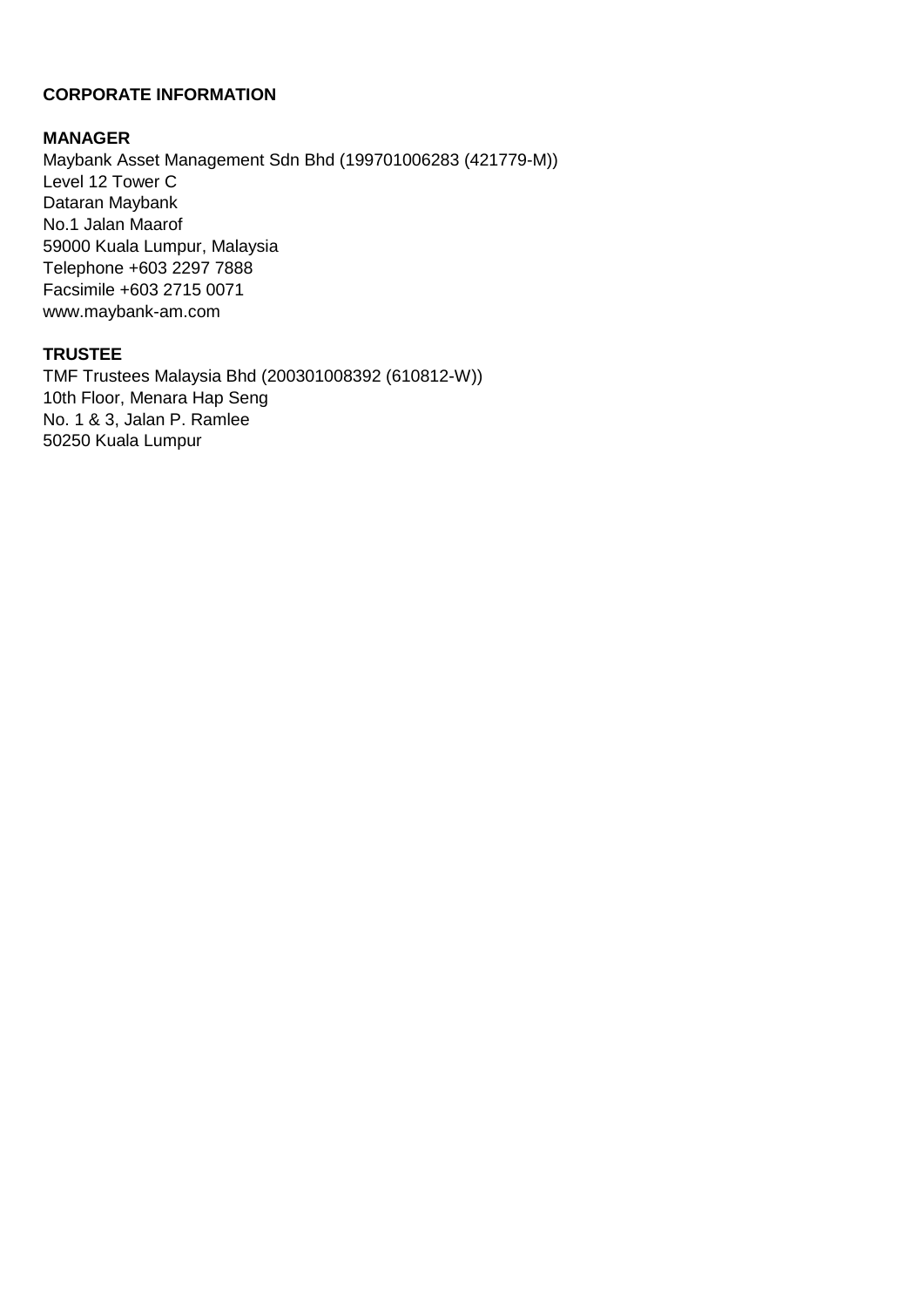# CORPORATE INFORMATION

## MANAGER

Maybank Asset Management Sdn Bhd (199701006283 (421779-M))
Level 12 Tower C
Dataran Maybank
No.1 Jalan Maarof
59000 Kuala Lumpur, Malaysia
Telephone +603 2297 7888
Facsimile +603 2715 0071
www.maybank-am.com

## TRUSTEE

TMF Trustees Malaysia Bhd (200301008392 (610812-W))
10th Floor, Menara Hap Seng
No. 1 & 3, Jalan P. Ramlee
50250 Kuala Lumpur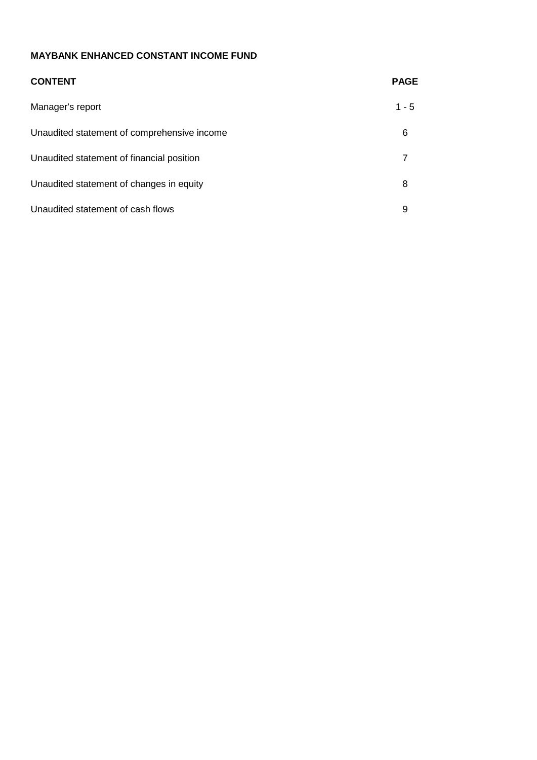**MAYBANK ENHANCED CONSTANT INCOME FUND**

| CONTENT | PAGE |
|---|---|
| Manager's report | 1 - 5 |
| Unaudited statement of comprehensive income | 6 |
| Unaudited statement of financial position | 7 |
| Unaudited statement of changes in equity | 8 |
| Unaudited statement of cash flows | 9 |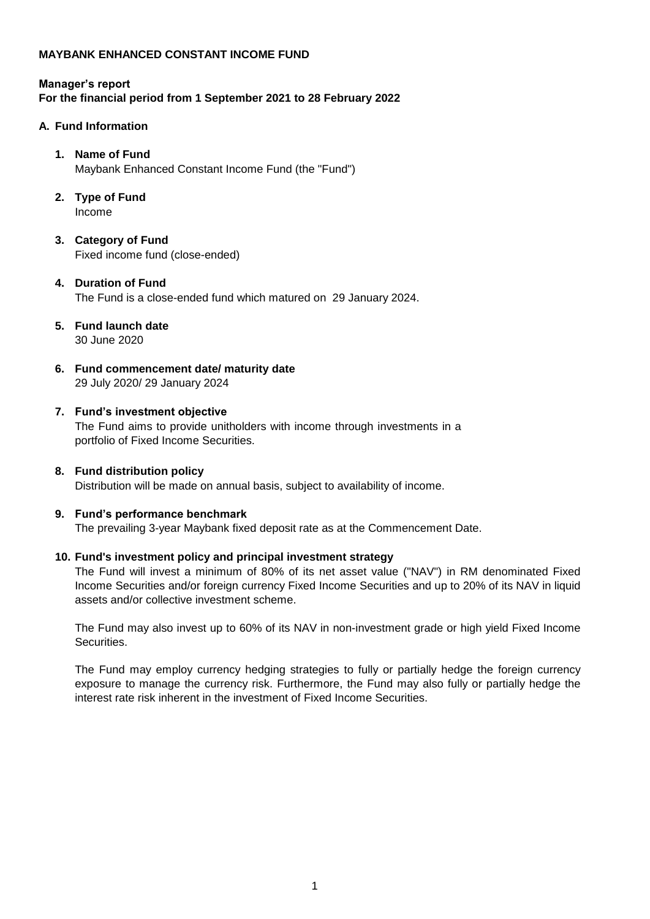**MAYBANK ENHANCED CONSTANT INCOME FUND**

**Manager's report**
**For the financial period from 1 September 2021 to 28 February 2022**

## A. Fund Information

**1. Name of Fund**
Maybank Enhanced Constant Income Fund (the "Fund")

**2. Type of Fund**
Income

**3. Category of Fund**
Fixed income fund (close-ended)

**4. Duration of Fund**
The Fund is a close-ended fund which matured on 29 January 2024.

**5. Fund launch date**
30 June 2020

**6. Fund commencement date/ maturity date**
29 July 2020/ 29 January 2024

**7. Fund's investment objective**
The Fund aims to provide unitholders with income through investments in a portfolio of Fixed Income Securities.

**8. Fund distribution policy**
Distribution will be made on annual basis, subject to availability of income.

**9. Fund's performance benchmark**
The prevailing 3-year Maybank fixed deposit rate as at the Commencement Date.

**10. Fund's investment policy and principal investment strategy**
The Fund will invest a minimum of 80% of its net asset value ("NAV") in RM denominated Fixed Income Securities and/or foreign currency Fixed Income Securities and up to 20% of its NAV in liquid assets and/or collective investment scheme.

The Fund may also invest up to 60% of its NAV in non-investment grade or high yield Fixed Income Securities.

The Fund may employ currency hedging strategies to fully or partially hedge the foreign currency exposure to manage the currency risk. Furthermore, the Fund may also fully or partially hedge the interest rate risk inherent in the investment of Fixed Income Securities.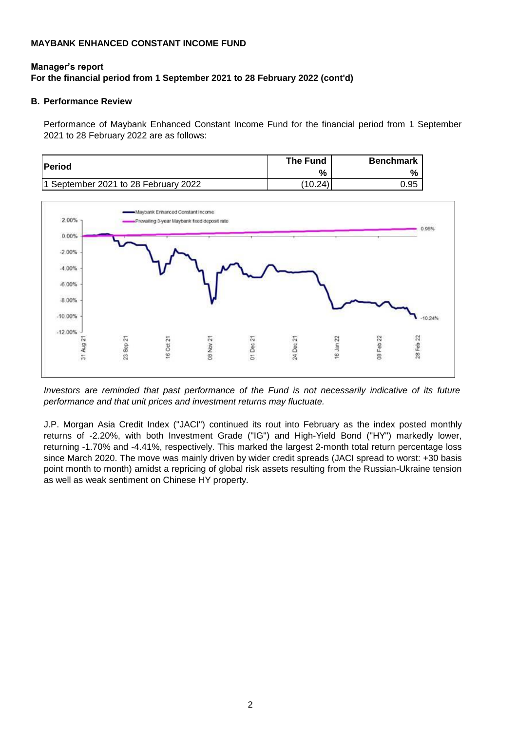**MAYBANK ENHANCED CONSTANT INCOME FUND**

**Manager's report**
**For the financial period from 1 September 2021 to 28 February 2022 (cont'd)**

## B. Performance Review

Performance of Maybank Enhanced Constant Income Fund for the financial period from 1 September 2021 to 28 February 2022 are as follows:

| Period | The Fund % | Benchmark % |
|---|---|---|
| 1 September 2021 to 28 February 2022 | (10.24) | 0.95 |

*Investors are reminded that past performance of the Fund is not necessarily indicative of its future performance and that unit prices and investment returns may fluctuate.*

J.P. Morgan Asia Credit Index ("JACI") continued its rout into February as the index posted monthly returns of -2.20%, with both Investment Grade ("IG") and High-Yield Bond ("HY") markedly lower, returning -1.70% and -4.41%, respectively. This marked the largest 2-month total return percentage loss since March 2020. The move was mainly driven by wider credit spreads (JACI spread to worst: +30 basis point month to month) amidst a repricing of global risk assets resulting from the Russian-Ukraine tension as well as weak sentiment on Chinese HY property.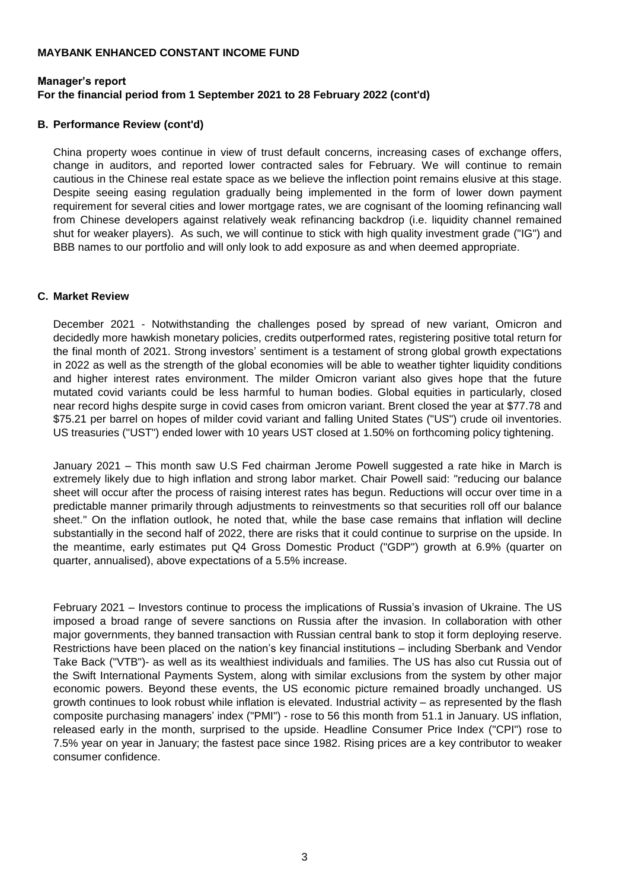**MAYBANK ENHANCED CONSTANT INCOME FUND**

**Manager's report**
**For the financial period from 1 September 2021 to 28 February 2022 (cont'd)**

## B. Performance Review (cont'd)

China property woes continue in view of trust default concerns, increasing cases of exchange offers, change in auditors, and reported lower contracted sales for February. We will continue to remain cautious in the Chinese real estate space as we believe the inflection point remains elusive at this stage. Despite seeing easing regulation gradually being implemented in the form of lower down payment requirement for several cities and lower mortgage rates, we are cognisant of the looming refinancing wall from Chinese developers against relatively weak refinancing backdrop (i.e. liquidity channel remained shut for weaker players). As such, we will continue to stick with high quality investment grade ("IG") and BBB names to our portfolio and will only look to add exposure as and when deemed appropriate.

## C. Market Review

December 2021 - Notwithstanding the challenges posed by spread of new variant, Omicron and decidedly more hawkish monetary policies, credits outperformed rates, registering positive total return for the final month of 2021. Strong investors' sentiment is a testament of strong global growth expectations in 2022 as well as the strength of the global economies will be able to weather tighter liquidity conditions and higher interest rates environment. The milder Omicron variant also gives hope that the future mutated covid variants could be less harmful to human bodies. Global equities in particularly, closed near record highs despite surge in covid cases from omicron variant. Brent closed the year at $77.78 and $75.21 per barrel on hopes of milder covid variant and falling United States ("US") crude oil inventories. US treasuries ("UST") ended lower with 10 years UST closed at 1.50% on forthcoming policy tightening.

January 2021 – This month saw U.S Fed chairman Jerome Powell suggested a rate hike in March is extremely likely due to high inflation and strong labor market. Chair Powell said: "reducing our balance sheet will occur after the process of raising interest rates has begun. Reductions will occur over time in a predictable manner primarily through adjustments to reinvestments so that securities roll off our balance sheet." On the inflation outlook, he noted that, while the base case remains that inflation will decline substantially in the second half of 2022, there are risks that it could continue to surprise on the upside. In the meantime, early estimates put Q4 Gross Domestic Product ("GDP") growth at 6.9% (quarter on quarter, annualised), above expectations of a 5.5% increase.

February 2021 – Investors continue to process the implications of Russia's invasion of Ukraine. The US imposed a broad range of severe sanctions on Russia after the invasion. In collaboration with other major governments, they banned transaction with Russian central bank to stop it form deploying reserve. Restrictions have been placed on the nation's key financial institutions – including Sberbank and Vendor Take Back ("VTB")- as well as its wealthiest individuals and families. The US has also cut Russia out of the Swift International Payments System, along with similar exclusions from the system by other major economic powers. Beyond these events, the US economic picture remained broadly unchanged. US growth continues to look robust while inflation is elevated. Industrial activity – as represented by the flash composite purchasing managers' index ("PMI") - rose to 56 this month from 51.1 in January. US inflation, released early in the month, surprised to the upside. Headline Consumer Price Index ("CPI") rose to 7.5% year on year in January; the fastest pace since 1982. Rising prices are a key contributor to weaker consumer confidence.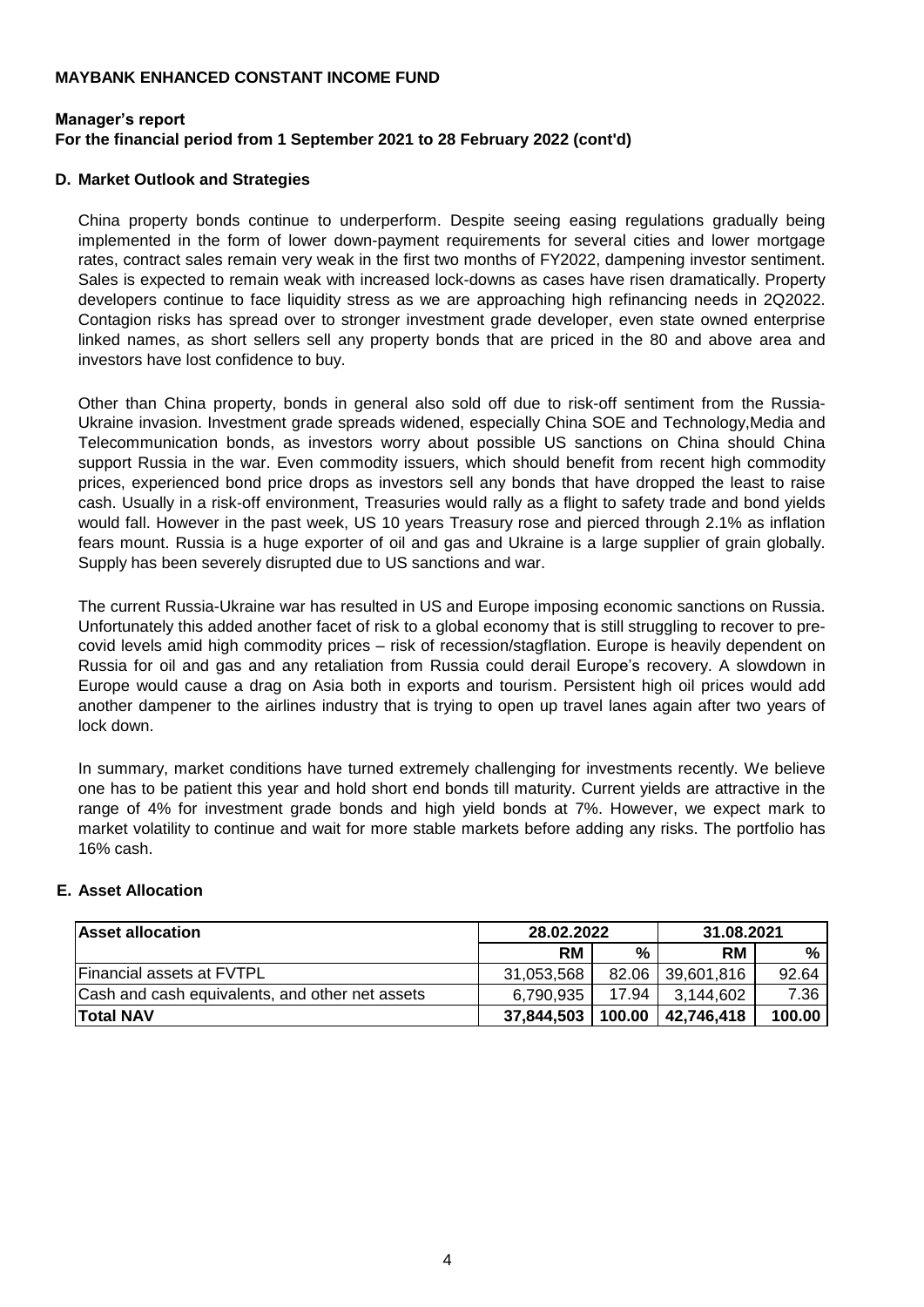**MAYBANK ENHANCED CONSTANT INCOME FUND**

**Manager's report**
**For the financial period from 1 September 2021 to 28 February 2022 (cont'd)**

**D. Market Outlook and Strategies**

China property bonds continue to underperform. Despite seeing easing regulations gradually being implemented in the form of lower down-payment requirements for several cities and lower mortgage rates, contract sales remain very weak in the first two months of FY2022, dampening investor sentiment. Sales is expected to remain weak with increased lock-downs as cases have risen dramatically. Property developers continue to face liquidity stress as we are approaching high refinancing needs in 2Q2022. Contagion risks has spread over to stronger investment grade developer, even state owned enterprise linked names, as short sellers sell any property bonds that are priced in the 80 and above area and investors have lost confidence to buy.

Other than China property, bonds in general also sold off due to risk-off sentiment from the Russia-Ukraine invasion. Investment grade spreads widened, especially China SOE and Technology,Media and Telecommunication bonds, as investors worry about possible US sanctions on China should China support Russia in the war. Even commodity issuers, which should benefit from recent high commodity prices, experienced bond price drops as investors sell any bonds that have dropped the least to raise cash. Usually in a risk-off environment, Treasuries would rally as a flight to safety trade and bond yields would fall. However in the past week, US 10 years Treasury rose and pierced through 2.1% as inflation fears mount. Russia is a huge exporter of oil and gas and Ukraine is a large supplier of grain globally. Supply has been severely disrupted due to US sanctions and war.

The current Russia-Ukraine war has resulted in US and Europe imposing economic sanctions on Russia. Unfortunately this added another facet of risk to a global economy that is still struggling to recover to pre-covid levels amid high commodity prices – risk of recession/stagflation. Europe is heavily dependent on Russia for oil and gas and any retaliation from Russia could derail Europe's recovery. A slowdown in Europe would cause a drag on Asia both in exports and tourism. Persistent high oil prices would add another dampener to the airlines industry that is trying to open up travel lanes again after two years of lock down.

In summary, market conditions have turned extremely challenging for investments recently. We believe one has to be patient this year and hold short end bonds till maturity. Current yields are attractive in the range of 4% for investment grade bonds and high yield bonds at 7%. However, we expect mark to market volatility to continue and wait for more stable markets before adding any risks. The portfolio has 16% cash.

**E. Asset Allocation**

| Asset allocation | 28.02.2022 | | 31.08.2021 | |
|---|---|---|---|---|
| | RM | % | RM | % |
| Financial assets at FVTPL | 31,053,568 | 82.06 | 39,601,816 | 92.64 |
| Cash and cash equivalents, and other net assets | 6,790,935 | 17.94 | 3,144,602 | 7.36 |
| **Total NAV** | **37,844,503** | **100.00** | **42,746,418** | **100.00** |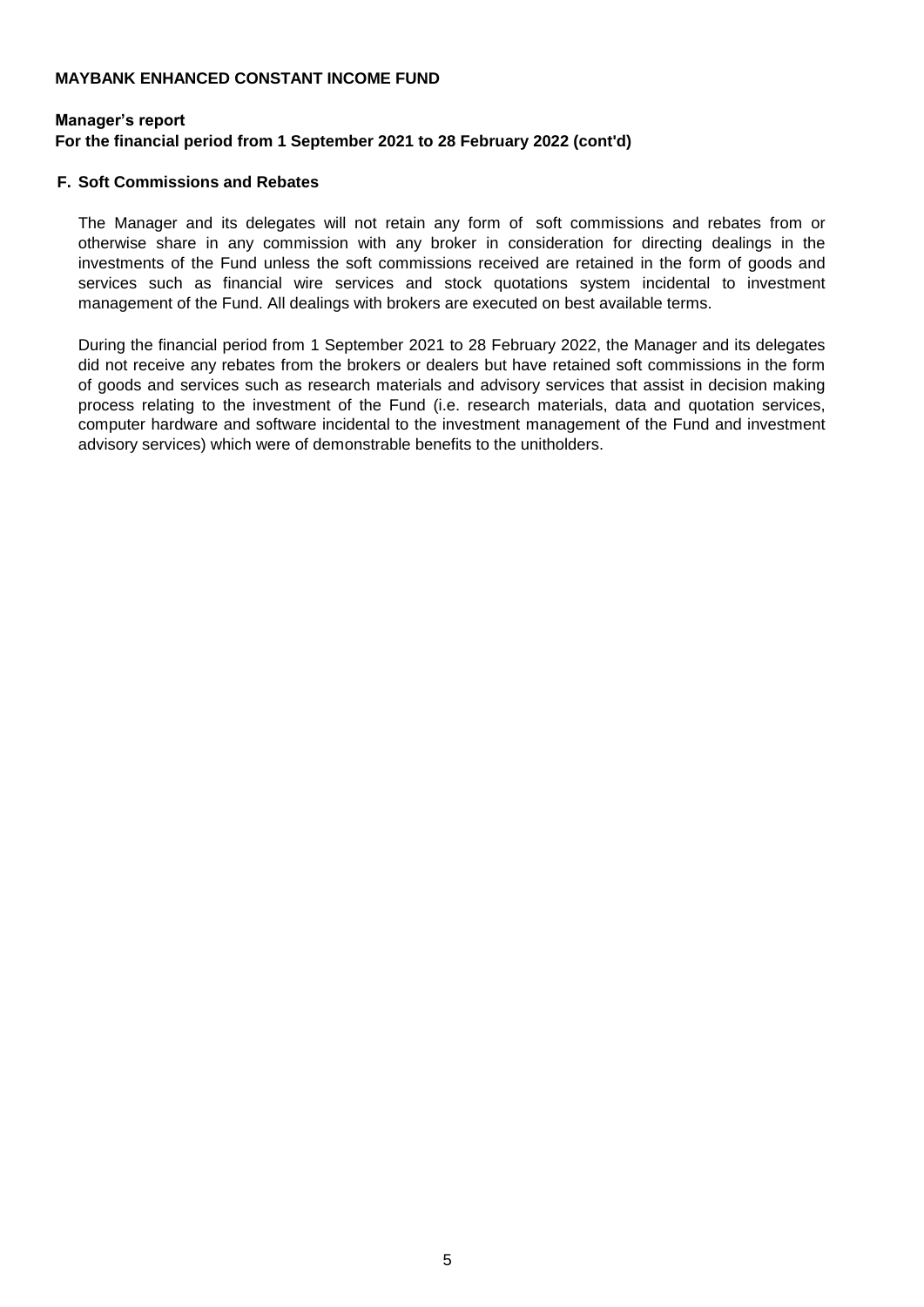**MAYBANK ENHANCED CONSTANT INCOME FUND**

**Manager's report**
**For the financial period from 1 September 2021 to 28 February 2022 (cont'd)**

### F. Soft Commissions and Rebates

The Manager and its delegates will not retain any form of soft commissions and rebates from or otherwise share in any commission with any broker in consideration for directing dealings in the investments of the Fund unless the soft commissions received are retained in the form of goods and services such as financial wire services and stock quotations system incidental to investment management of the Fund. All dealings with brokers are executed on best available terms.

During the financial period from 1 September 2021 to 28 February 2022, the Manager and its delegates did not receive any rebates from the brokers or dealers but have retained soft commissions in the form of goods and services such as research materials and advisory services that assist in decision making process relating to the investment of the Fund (i.e. research materials, data and quotation services, computer hardware and software incidental to the investment management of the Fund and investment advisory services) which were of demonstrable benefits to the unitholders.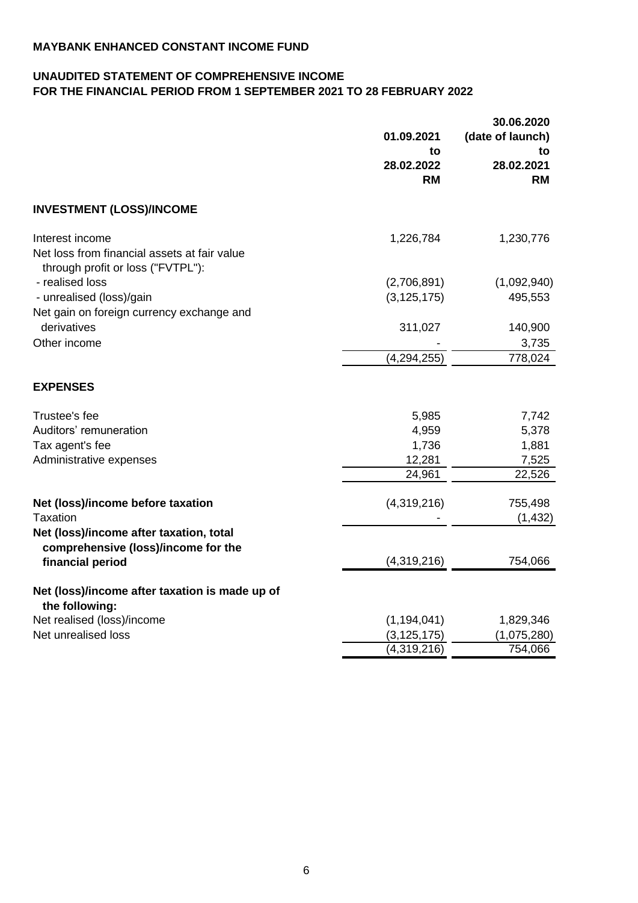**MAYBANK ENHANCED CONSTANT INCOME FUND**

**UNAUDITED STATEMENT OF COMPREHENSIVE INCOME**
**FOR THE FINANCIAL PERIOD FROM 1 SEPTEMBER 2021 TO 28 FEBRUARY 2022**

| | 01.09.2021 to 28.02.2022 RM | 30.06.2020 (date of launch) to 28.02.2021 RM |
|---|---|---|
| **INVESTMENT (LOSS)/INCOME** | | |
| Interest income | 1,226,784 | 1,230,776 |
| Net loss from financial assets at fair value through profit or loss ("FVTPL"): | | |
| - realised loss | (2,706,891) | (1,092,940) |
| - unrealised (loss)/gain | (3,125,175) | 495,553 |
| Net gain on foreign currency exchange and derivatives | 311,027 | 140,900 |
| Other income | - | 3,735 |
| | (4,294,255) | 778,024 |
| **EXPENSES** | | |
| Trustee's fee | 5,985 | 7,742 |
| Auditors' remuneration | 4,959 | 5,378 |
| Tax agent's fee | 1,736 | 1,881 |
| Administrative expenses | 12,281 | 7,525 |
| | 24,961 | 22,526 |
| **Net (loss)/income before taxation** | (4,319,216) | 755,498 |
| Taxation | - | (1,432) |
| **Net (loss)/income after taxation, total comprehensive (loss)/income for the financial period** | (4,319,216) | 754,066 |
| **Net (loss)/income after taxation is made up of the following:** | | |
| Net realised (loss)/income | (1,194,041) | 1,829,346 |
| Net unrealised loss | (3,125,175) | (1,075,280) |
| | (4,319,216) | 754,066 |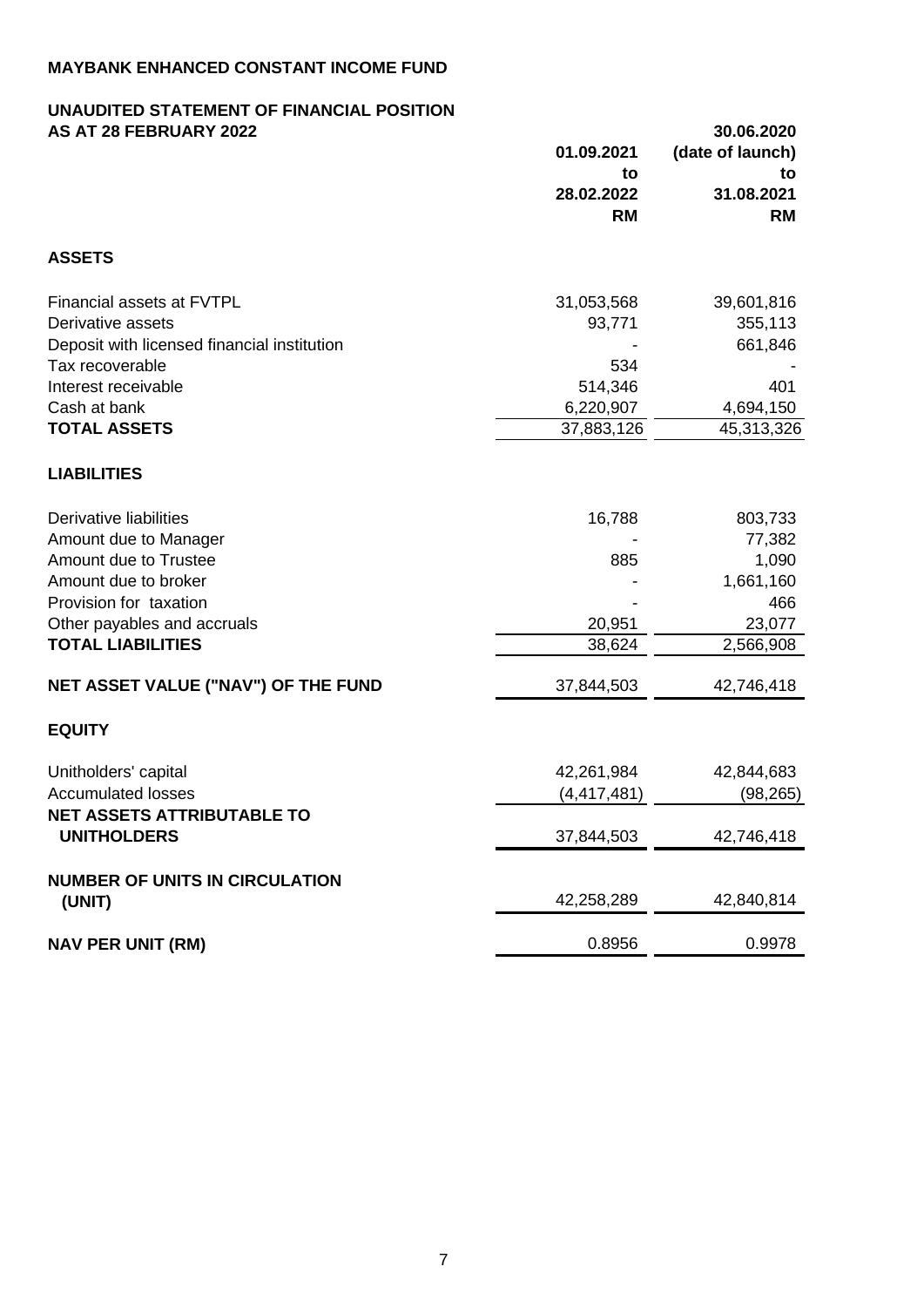**MAYBANK ENHANCED CONSTANT INCOME FUND**

**UNAUDITED STATEMENT OF FINANCIAL POSITION AS AT 28 FEBRUARY 2022**

| | 01.09.2021 to 28.02.2022 RM | 30.06.2020 (date of launch) to 31.08.2021 RM |
|---|---|---|
| **ASSETS** | | |
| Financial assets at FVTPL | 31,053,568 | 39,601,816 |
| Derivative assets | 93,771 | 355,113 |
| Deposit with licensed financial institution | - | 661,846 |
| Tax recoverable | 534 | - |
| Interest receivable | 514,346 | 401 |
| Cash at bank | 6,220,907 | 4,694,150 |
| **TOTAL ASSETS** | 37,883,126 | 45,313,326 |
| **LIABILITIES** | | |
| Derivative liabilities | 16,788 | 803,733 |
| Amount due to Manager | - | 77,382 |
| Amount due to Trustee | 885 | 1,090 |
| Amount due to broker | - | 1,661,160 |
| Provision for taxation | - | 466 |
| Other payables and accruals | 20,951 | 23,077 |
| **TOTAL LIABILITIES** | 38,624 | 2,566,908 |
| **NET ASSET VALUE ("NAV") OF THE FUND** | 37,844,503 | 42,746,418 |
| **EQUITY** | | |
| Unitholders' capital | 42,261,984 | 42,844,683 |
| Accumulated losses | (4,417,481) | (98,265) |
| **NET ASSETS ATTRIBUTABLE TO UNITHOLDERS** | 37,844,503 | 42,746,418 |
| **NUMBER OF UNITS IN CIRCULATION (UNIT)** | 42,258,289 | 42,840,814 |
| **NAV PER UNIT (RM)** | 0.8956 | 0.9978 |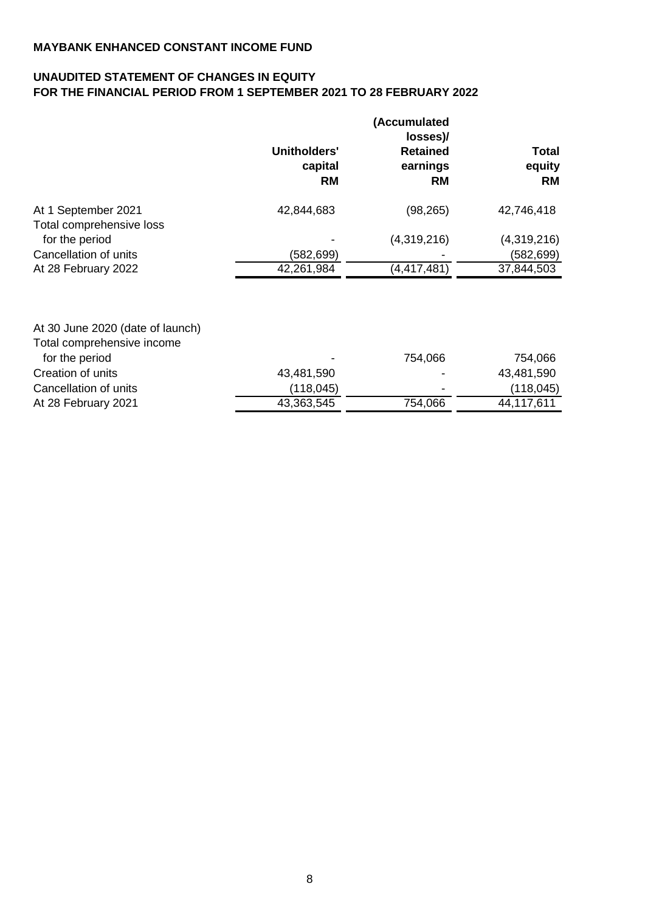**MAYBANK ENHANCED CONSTANT INCOME FUND**

**UNAUDITED STATEMENT OF CHANGES IN EQUITY**
**FOR THE FINANCIAL PERIOD FROM 1 SEPTEMBER 2021 TO 28 FEBRUARY 2022**

| | Unitholders' capital RM | (Accumulated losses)/ Retained earnings RM | Total equity RM |
|---|---|---|---|
| At 1 September 2021 | 42,844,683 | (98,265) | 42,746,418 |
| Total comprehensive loss for the period | - | (4,319,216) | (4,319,216) |
| Cancellation of units | (582,699) | - | (582,699) |
| At 28 February 2022 | 42,261,984 | (4,417,481) | 37,844,503 |
| | | | |
| At 30 June 2020 (date of launch) | | | |
| Total comprehensive income for the period | - | 754,066 | 754,066 |
| Creation of units | 43,481,590 | - | 43,481,590 |
| Cancellation of units | (118,045) | - | (118,045) |
| At 28 February 2021 | 43,363,545 | 754,066 | 44,117,611 |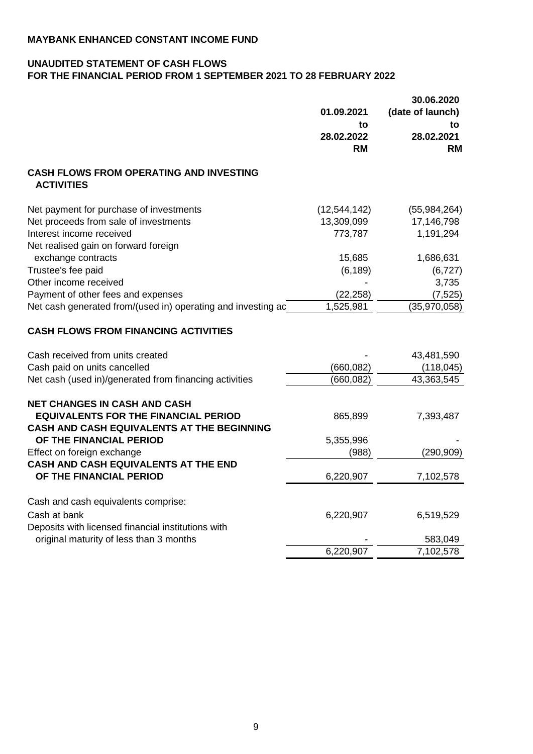**MAYBANK ENHANCED CONSTANT INCOME FUND**

**UNAUDITED STATEMENT OF CASH FLOWS**
**FOR THE FINANCIAL PERIOD FROM 1 SEPTEMBER 2021 TO 28 FEBRUARY 2022**

| | 01.09.2021 to 28.02.2022 RM | 30.06.2020 (date of launch) to 28.02.2021 RM |
|---|---|---|
| **CASH FLOWS FROM OPERATING AND INVESTING ACTIVITIES** | | |
| Net payment for purchase of investments | (12,544,142) | (55,984,264) |
| Net proceeds from sale of investments | 13,309,099 | 17,146,798 |
| Interest income received | 773,787 | 1,191,294 |
| Net realised gain on forward foreign exchange contracts | 15,685 | 1,686,631 |
| Trustee's fee paid | (6,189) | (6,727) |
| Other income received | - | 3,735 |
| Payment of other fees and expenses | (22,258) | (7,525) |
| Net cash generated from/(used in) operating and investing ac | 1,525,981 | (35,970,058) |
| **CASH FLOWS FROM FINANCING ACTIVITIES** | | |
| Cash received from units created | - | 43,481,590 |
| Cash paid on units cancelled | (660,082) | (118,045) |
| Net cash (used in)/generated from financing activities | (660,082) | 43,363,545 |
| **NET CHANGES IN CASH AND CASH EQUIVALENTS FOR THE FINANCIAL PERIOD** | 865,899 | 7,393,487 |
| **CASH AND CASH EQUIVALENTS AT THE BEGINNING OF THE FINANCIAL PERIOD** | 5,355,996 | - |
| Effect on foreign exchange | (988) | (290,909) |
| **CASH AND CASH EQUIVALENTS AT THE END OF THE FINANCIAL PERIOD** | 6,220,907 | 7,102,578 |
| Cash and cash equivalents comprise: | | |
| Cash at bank | 6,220,907 | 6,519,529 |
| Deposits with licensed financial institutions with original maturity of less than 3 months | - | 583,049 |
| | 6,220,907 | 7,102,578 |